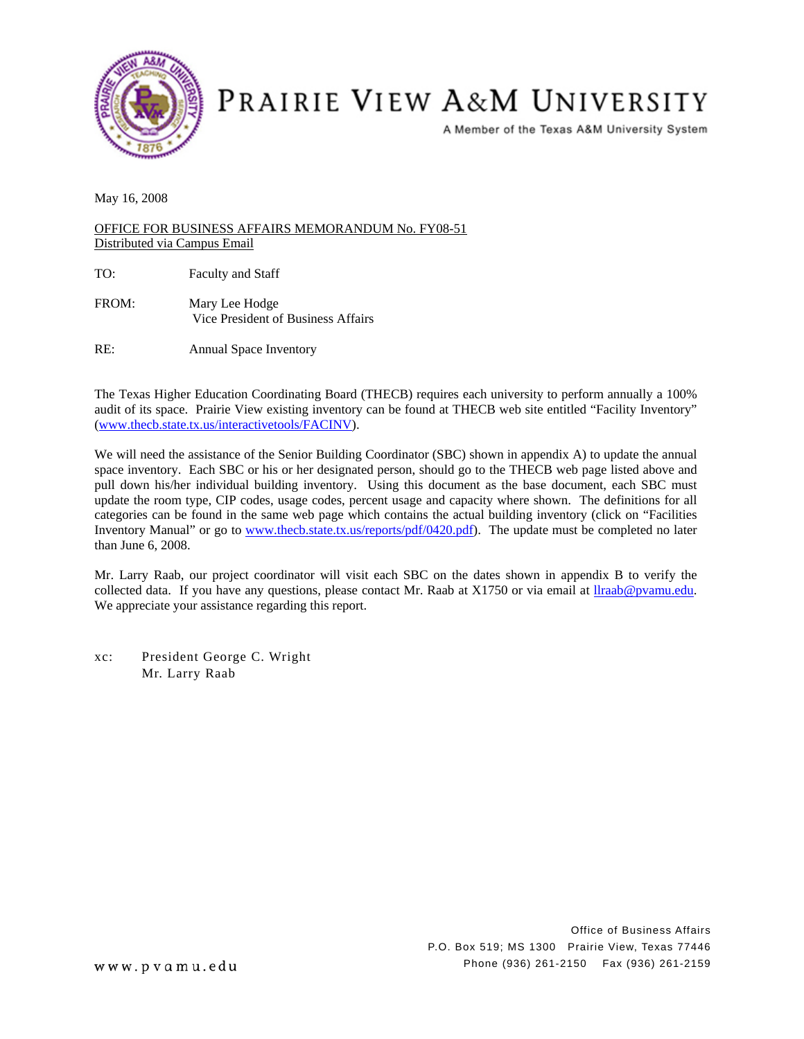# PRAIRIE VIEW A&M UNIVERSITY

A Member of the Texas A&M University System

May 16, 2008

OFFICE FOR BUSINESS AFFAIRS MEMORANDUM No. FY08-51
Distributed via Campus Email

TO: Faculty and Staff

FROM: Mary Lee Hodge
Vice President of Business Affairs

RE: Annual Space Inventory

The Texas Higher Education Coordinating Board (THECB) requires each university to perform annually a 100% audit of its space. Prairie View existing inventory can be found at THECB web site entitled "Facility Inventory" (www.thecb.state.tx.us/interactivetools/FACINV).

We will need the assistance of the Senior Building Coordinator (SBC) shown in appendix A) to update the annual space inventory. Each SBC or his or her designated person, should go to the THECB web page listed above and pull down his/her individual building inventory. Using this document as the base document, each SBC must update the room type, CIP codes, usage codes, percent usage and capacity where shown. The definitions for all categories can be found in the same web page which contains the actual building inventory (click on "Facilities Inventory Manual" or go to www.thecb.state.tx.us/reports/pdf/0420.pdf). The update must be completed no later than June 6, 2008.

Mr. Larry Raab, our project coordinator will visit each SBC on the dates shown in appendix B to verify the collected data. If you have any questions, please contact Mr. Raab at X1750 or via email at llraab@pvamu.edu. We appreciate your assistance regarding this report.

xc: President George C. Wright
Mr. Larry Raab

Office of Business Affairs
P.O. Box 519; MS 1300 Prairie View, Texas 77446
Phone (936) 261-2150 Fax (936) 261-2159

www.pvamu.edu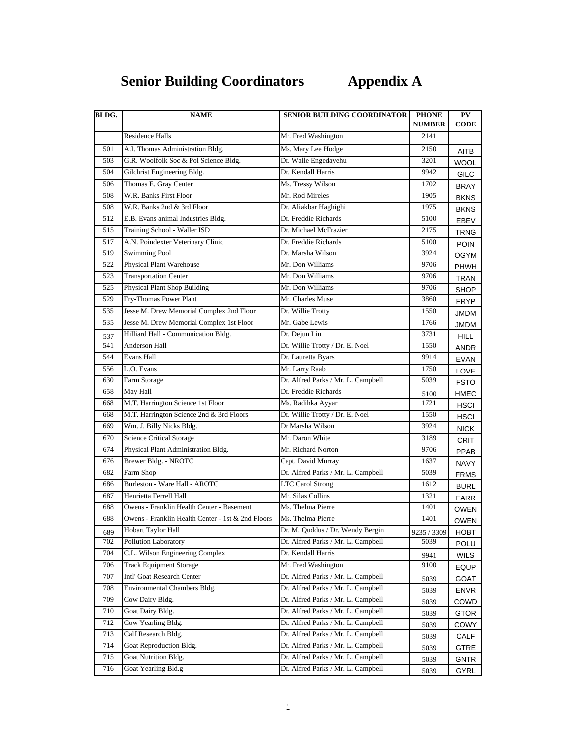# Senior Building Coordinators Appendix A

| BLDG. | NAME | SENIOR BUILDING COORDINATOR | PHONE NUMBER | PV CODE |
|---|---|---|---|---|
| | Residence Halls | Mr. Fred Washington | 2141 | |
| 501 | A.I. Thomas Administration Bldg. | Ms. Mary Lee Hodge | 2150 | AITB |
| 503 | G.R. Woolfolk Soc & Pol Science Bldg. | Dr. Walle Engedayehu | 3201 | WOOL |
| 504 | Gilchrist Engineering Bldg. | Dr. Kendall Harris | 9942 | GILC |
| 506 | Thomas E. Gray Center | Ms. Tressy Wilson | 1702 | BRAY |
| 508 | W.R. Banks First Floor | Mr. Rod Mireles | 1905 | BKNS |
| 508 | W.R. Banks 2nd & 3rd Floor | Dr. Aliakbar Haghighi | 1975 | BKNS |
| 512 | E.B. Evans animal Industries Bldg. | Dr. Freddie Richards | 5100 | EBEV |
| 515 | Training School - Waller ISD | Dr. Michael McFrazier | 2175 | TRNG |
| 517 | A.N. Poindexter Veterinary Clinic | Dr. Freddie Richards | 5100 | POIN |
| 519 | Swimming Pool | Dr. Marsha Wilson | 3924 | OGYM |
| 522 | Physical Plant Warehouse | Mr. Don Williams | 9706 | PHWH |
| 523 | Transportation Center | Mr. Don Williams | 9706 | TRAN |
| 525 | Physical Plant Shop Building | Mr. Don Williams | 9706 | SHOP |
| 529 | Fry-Thomas Power Plant | Mr. Charles Muse | 3860 | FRYP |
| 535 | Jesse M. Drew Memorial Complex 2nd Floor | Dr. Willie Trotty | 1550 | JMDM |
| 535 | Jesse M. Drew Memorial Complex 1st Floor | Mr. Gabe Lewis | 1766 | JMDM |
| 537 | Hilliard Hall - Communication Bldg. | Dr. Dejun Liu | 3731 | HILL |
| 541 | Anderson Hall | Dr. Willie Trotty / Dr. E. Noel | 1550 | ANDR |
| 544 | Evans Hall | Dr. Lauretta Byars | 9914 | EVAN |
| 556 | L.O. Evans | Mr. Larry Raab | 1750 | LOVE |
| 630 | Farm Storage | Dr. Alfred Parks / Mr. L. Campbell | 5039 | FSTO |
| 658 | May Hall | Dr. Freddie Richards | 5100 | HMEC |
| 668 | M.T. Harrington Science 1st Floor | Ms. Radihka Ayyar | 1721 | HSCI |
| 668 | M.T. Harrington Science 2nd & 3rd Floors | Dr. Willie Trotty / Dr. E. Noel | 1550 | HSCI |
| 669 | Wm. J. Billy Nicks Bldg. | Dr Marsha Wilson | 3924 | NICK |
| 670 | Science Critical Storage | Mr. Daron White | 3189 | CRIT |
| 674 | Physical Plant Administration Bldg. | Mr. Richard Norton | 9706 | PPAB |
| 676 | Brewer Bldg. - NROTC | Capt. David Murray | 1637 | NAVY |
| 682 | Farm Shop | Dr. Alfred Parks / Mr. L. Campbell | 5039 | FRMS |
| 686 | Burleston - Ware Hall - AROTC | LTC Carol Strong | 1612 | BURL |
| 687 | Henrietta Ferrell Hall | Mr. Silas Collins | 1321 | FARR |
| 688 | Owens - Franklin Health Center - Basement | Ms. Thelma Pierre | 1401 | OWEN |
| 688 | Owens - Franklin Health Center - 1st & 2nd Floors | Ms. Thelma Pierre | 1401 | OWEN |
| 689 | Hobart Taylor Hall | Dr. M. Quddus / Dr. Wendy Bergin | 9235 / 3309 | HOBT |
| 702 | Pollution Laboratory | Dr. Alfred Parks / Mr. L. Campbell | 5039 | POLU |
| 704 | C.L. Wilson Engineering Complex | Dr. Kendall Harris | 9941 | WILS |
| 706 | Track Equipment Storage | Mr. Fred Washington | 9100 | EQUP |
| 707 | Intl' Goat Research Center | Dr. Alfred Parks / Mr. L. Campbell | 5039 | GOAT |
| 708 | Environmental Chambers Bldg. | Dr. Alfred Parks / Mr. L. Campbell | 5039 | ENVR |
| 709 | Cow Dairy Bldg. | Dr. Alfred Parks / Mr. L. Campbell | 5039 | COWD |
| 710 | Goat Dairy Bldg. | Dr. Alfred Parks / Mr. L. Campbell | 5039 | GTOR |
| 712 | Cow Yearling Bldg. | Dr. Alfred Parks / Mr. L. Campbell | 5039 | COWY |
| 713 | Calf Research Bldg. | Dr. Alfred Parks / Mr. L. Campbell | 5039 | CALF |
| 714 | Goat Reproduction Bldg. | Dr. Alfred Parks / Mr. L. Campbell | 5039 | GTRE |
| 715 | Goat Nutrition Bldg. | Dr. Alfred Parks / Mr. L. Campbell | 5039 | GNTR |
| 716 | Goat Yearling Bld.g | Dr. Alfred Parks / Mr. L. Campbell | 5039 | GYRL |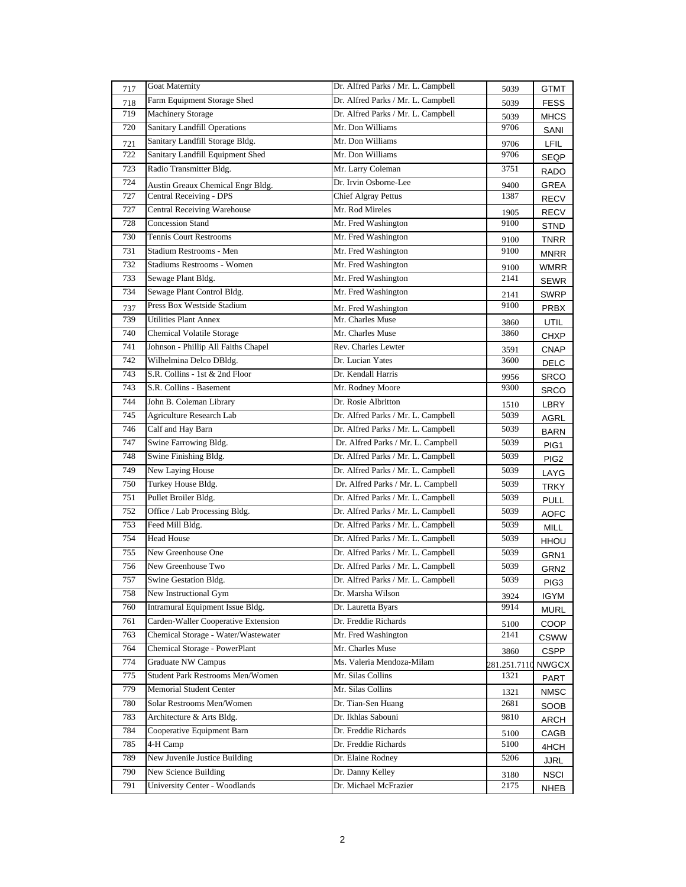| 717 | Goat Maternity | Dr. Alfred Parks / Mr. L. Campbell | 5039 | GTMT |
|---|---|---|---|---|
| 718 | Farm Equipment Storage Shed | Dr. Alfred Parks / Mr. L. Campbell | 5039 | FESS |
| 719 | Machinery Storage | Dr. Alfred Parks / Mr. L. Campbell | 5039 | MHCS |
| 720 | Sanitary Landfill Operations | Mr. Don Williams | 9706 | SANI |
| 721 | Sanitary Landfill Storage Bldg. | Mr. Don Williams | 9706 | LFIL |
| 722 | Sanitary Landfill Equipment Shed | Mr. Don Williams | 9706 | SEQP |
| 723 | Radio Transmitter Bldg. | Mr. Larry Coleman | 3751 | RADO |
| 724 | Austin Greaux Chemical Engr Bldg. | Dr. Irvin Osborne-Lee | 9400 | GREA |
| 727 | Central Receiving - DPS | Chief Algray Pettus | 1387 | RECV |
| 727 | Central Receiving Warehouse | Mr. Rod Mireles | 1905 | RECV |
| 728 | Concession Stand | Mr. Fred Washington | 9100 | STND |
| 730 | Tennis Court Restrooms | Mr. Fred Washington | 9100 | TNRR |
| 731 | Stadium Restrooms - Men | Mr. Fred Washington | 9100 | MNRR |
| 732 | Stadiums Restrooms - Women | Mr. Fred Washington | 9100 | WMRR |
| 733 | Sewage Plant Bldg. | Mr. Fred Washington | 2141 | SEWR |
| 734 | Sewage Plant Control Bldg. | Mr. Fred Washington | 2141 | SWRP |
| 737 | Press Box Westside Stadium | Mr. Fred Washington | 9100 | PRBX |
| 739 | Utilities Plant Annex | Mr. Charles Muse | 3860 | UTIL |
| 740 | Chemical Volatile Storage | Mr. Charles Muse | 3860 | CHXP |
| 741 | Johnson - Phillip All Faiths Chapel | Rev. Charles Lewter | 3591 | CNAP |
| 742 | Wilhelmina Delco DBldg. | Dr. Lucian Yates | 3600 | DELC |
| 743 | S.R. Collins - 1st & 2nd Floor | Dr. Kendall Harris | 9956 | SRCO |
| 743 | S.R. Collins - Basement | Mr. Rodney Moore | 9300 | SRCO |
| 744 | John B. Coleman Library | Dr. Rosie Albritton | 1510 | LBRY |
| 745 | Agriculture Research Lab | Dr. Alfred Parks / Mr. L. Campbell | 5039 | AGRL |
| 746 | Calf and Hay Barn | Dr. Alfred Parks / Mr. L. Campbell | 5039 | BARN |
| 747 | Swine Farrowing Bldg. | Dr. Alfred Parks / Mr. L. Campbell | 5039 | PIG1 |
| 748 | Swine Finishing Bldg. | Dr. Alfred Parks / Mr. L. Campbell | 5039 | PIG2 |
| 749 | New Laying House | Dr. Alfred Parks / Mr. L. Campbell | 5039 | LAYG |
| 750 | Turkey House Bldg. | Dr. Alfred Parks / Mr. L. Campbell | 5039 | TRKY |
| 751 | Pullet Broiler Bldg. | Dr. Alfred Parks / Mr. L. Campbell | 5039 | PULL |
| 752 | Office / Lab Processing Bldg. | Dr. Alfred Parks / Mr. L. Campbell | 5039 | AOFC |
| 753 | Feed Mill Bldg. | Dr. Alfred Parks / Mr. L. Campbell | 5039 | MILL |
| 754 | Head House | Dr. Alfred Parks / Mr. L. Campbell | 5039 | HHOU |
| 755 | New Greenhouse One | Dr. Alfred Parks / Mr. L. Campbell | 5039 | GRN1 |
| 756 | New Greenhouse Two | Dr. Alfred Parks / Mr. L. Campbell | 5039 | GRN2 |
| 757 | Swine Gestation Bldg. | Dr. Alfred Parks / Mr. L. Campbell | 5039 | PIG3 |
| 758 | New Instructional Gym | Dr. Marsha Wilson | 3924 | IGYM |
| 760 | Intramural Equipment Issue Bldg. | Dr. Lauretta Byars | 9914 | MURL |
| 761 | Carden-Waller Cooperative Extension | Dr. Freddie Richards | 5100 | COOP |
| 763 | Chemical Storage - Water/Wastewater | Mr. Fred Washington | 2141 | CSWW |
| 764 | Chemical Storage - PowerPlant | Mr. Charles Muse | 3860 | CSPP |
| 774 | Graduate NW Campus | Ms. Valeria Mendoza-Milam | 281.251.7110 | NWGCX |
| 775 | Student Park Restrooms Men/Women | Mr. Silas Collins | 1321 | PART |
| 779 | Memorial Student Center | Mr. Silas Collins | 1321 | NMSC |
| 780 | Solar Restrooms Men/Women | Dr. Tian-Sen Huang | 2681 | SOOB |
| 783 | Architecture & Arts Bldg. | Dr. Ikhlas Sabouni | 9810 | ARCH |
| 784 | Cooperative Equipment Barn | Dr. Freddie Richards | 5100 | CAGB |
| 785 | 4-H Camp | Dr. Freddie Richards | 5100 | 4HCH |
| 789 | New Juvenile Justice Building | Dr. Elaine Rodney | 5206 | JJRL |
| 790 | New Science Building | Dr. Danny Kelley | 3180 | NSCI |
| 791 | University Center - Woodlands | Dr. Michael McFrazier | 2175 | NHEB |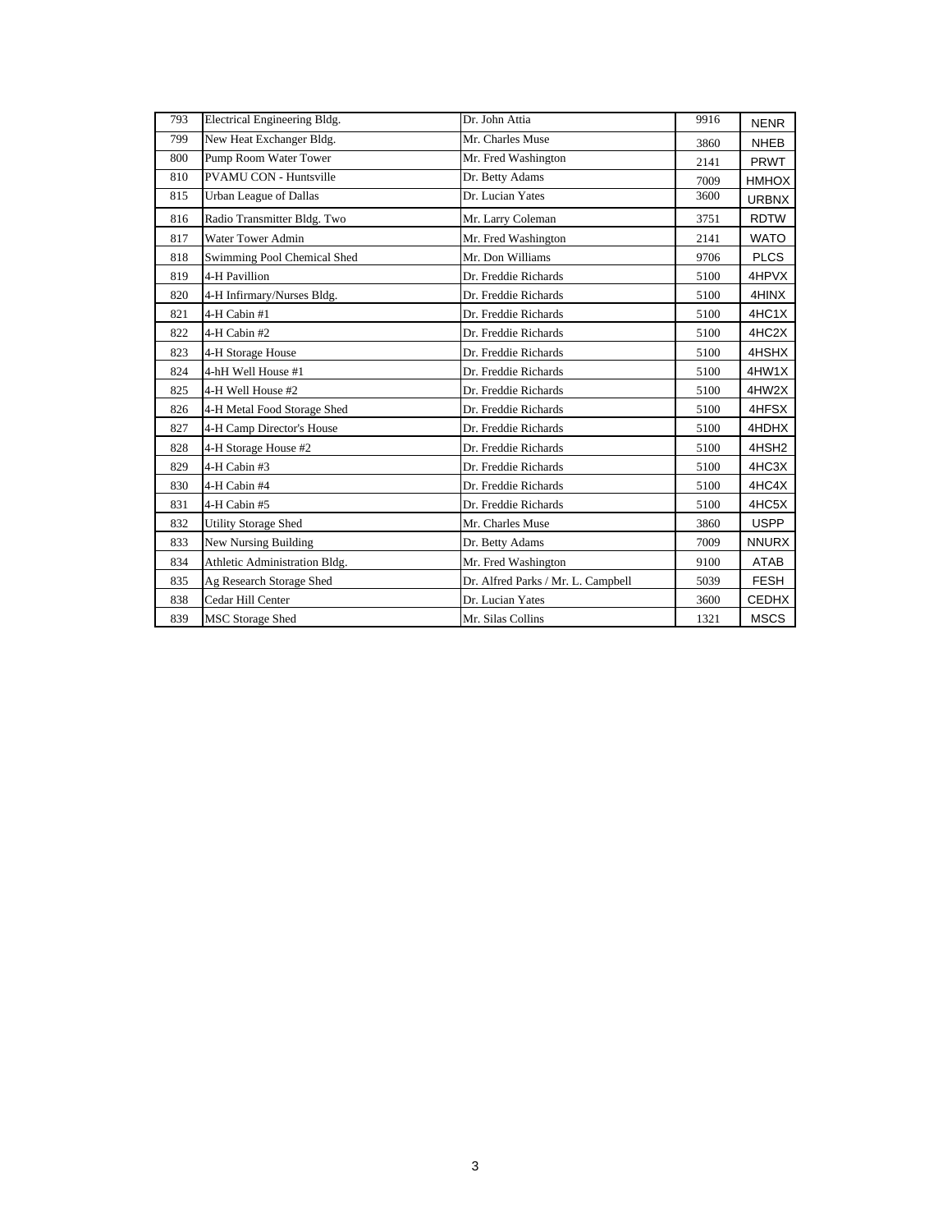| | | | | |
|---|---|---|---|---|
| 793 | Electrical Engineering Bldg. | Dr. John Attia | 9916 | NENR |
| 799 | New Heat Exchanger Bldg. | Mr. Charles Muse | 3860 | NHEB |
| 800 | Pump Room Water Tower | Mr. Fred Washington | 2141 | PRWT |
| 810 | PVAMU CON - Huntsville | Dr. Betty Adams | 7009 | HMHOX |
| 815 | Urban League of Dallas | Dr. Lucian Yates | 3600 | URBNX |
| 816 | Radio Transmitter Bldg. Two | Mr. Larry Coleman | 3751 | RDTW |
| 817 | Water Tower Admin | Mr. Fred Washington | 2141 | WATO |
| 818 | Swimming Pool Chemical Shed | Mr. Don Williams | 9706 | PLCS |
| 819 | 4-H Pavillion | Dr. Freddie Richards | 5100 | 4HPVX |
| 820 | 4-H Infirmary/Nurses Bldg. | Dr. Freddie Richards | 5100 | 4HINX |
| 821 | 4-H Cabin #1 | Dr. Freddie Richards | 5100 | 4HC1X |
| 822 | 4-H Cabin #2 | Dr. Freddie Richards | 5100 | 4HC2X |
| 823 | 4-H Storage House | Dr. Freddie Richards | 5100 | 4HSHX |
| 824 | 4-hH Well House #1 | Dr. Freddie Richards | 5100 | 4HW1X |
| 825 | 4-H Well House #2 | Dr. Freddie Richards | 5100 | 4HW2X |
| 826 | 4-H Metal Food Storage Shed | Dr. Freddie Richards | 5100 | 4HFSX |
| 827 | 4-H Camp Director's House | Dr. Freddie Richards | 5100 | 4HDHX |
| 828 | 4-H Storage House #2 | Dr. Freddie Richards | 5100 | 4HSH2 |
| 829 | 4-H Cabin #3 | Dr. Freddie Richards | 5100 | 4HC3X |
| 830 | 4-H Cabin #4 | Dr. Freddie Richards | 5100 | 4HC4X |
| 831 | 4-H Cabin #5 | Dr. Freddie Richards | 5100 | 4HC5X |
| 832 | Utility Storage Shed | Mr. Charles Muse | 3860 | USPP |
| 833 | New Nursing Building | Dr. Betty Adams | 7009 | NNURX |
| 834 | Athletic Administration Bldg. | Mr. Fred Washington | 9100 | ATAB |
| 835 | Ag Research Storage Shed | Dr. Alfred Parks / Mr. L. Campbell | 5039 | FESH |
| 838 | Cedar Hill Center | Dr. Lucian Yates | 3600 | CEDHX |
| 839 | MSC Storage Shed | Mr. Silas Collins | 1321 | MSCS |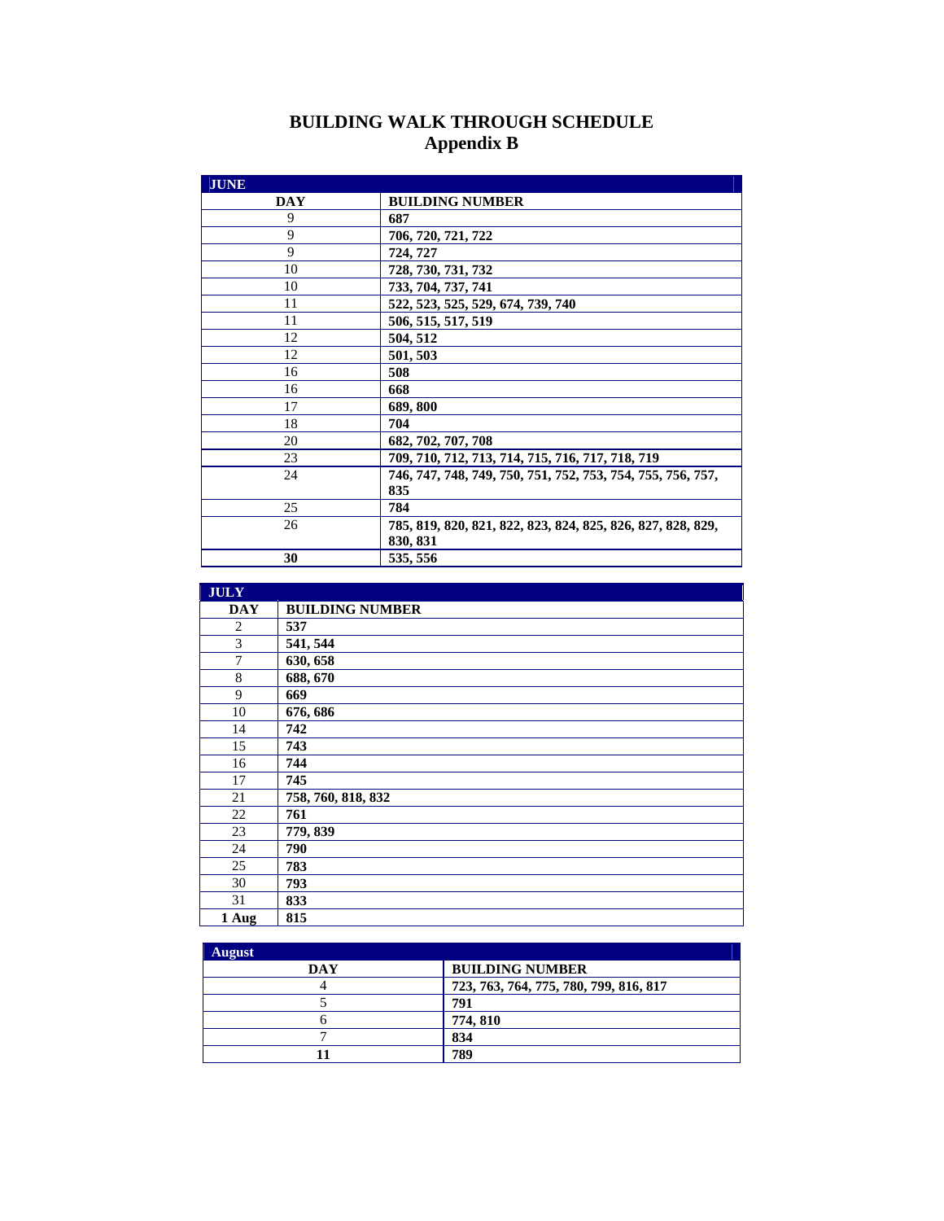# BUILDING WALK THROUGH SCHEDULE
## Appendix B

| JUNE | |
|---|---|
| **DAY** | **BUILDING NUMBER** |
| 9 | **687** |
| 9 | **706, 720, 721, 722** |
| 9 | **724, 727** |
| 10 | **728, 730, 731, 732** |
| 10 | **733, 704, 737, 741** |
| 11 | **522, 523, 525, 529, 674, 739, 740** |
| 11 | **506, 515, 517, 519** |
| 12 | **504, 512** |
| 12 | **501, 503** |
| 16 | **508** |
| 16 | **668** |
| 17 | **689, 800** |
| 18 | **704** |
| 20 | **682, 702, 707, 708** |
| 23 | **709, 710, 712, 713, 714, 715, 716, 717, 718, 719** |
| 24 | **746, 747, 748, 749, 750, 751, 752, 753, 754, 755, 756, 757, 835** |
| 25 | **784** |
| 26 | **785, 819, 820, 821, 822, 823, 824, 825, 826, 827, 828, 829, 830, 831** |
| **30** | **535, 556** |

| JULY | |
|---|---|
| **DAY** | **BUILDING NUMBER** |
| 2 | **537** |
| 3 | **541, 544** |
| 7 | **630, 658** |
| 8 | **688, 670** |
| 9 | **669** |
| 10 | **676, 686** |
| 14 | **742** |
| 15 | **743** |
| 16 | **744** |
| 17 | **745** |
| 21 | **758, 760, 818, 832** |
| 22 | **761** |
| 23 | **779, 839** |
| 24 | **790** |
| 25 | **783** |
| 30 | **793** |
| 31 | **833** |
| **1 Aug** | **815** |

| August | |
|---|---|
| **DAY** | **BUILDING NUMBER** |
| 4 | **723, 763, 764, 775, 780, 799, 816, 817** |
| 5 | **791** |
| 6 | **774, 810** |
| 7 | **834** |
| **11** | **789** |